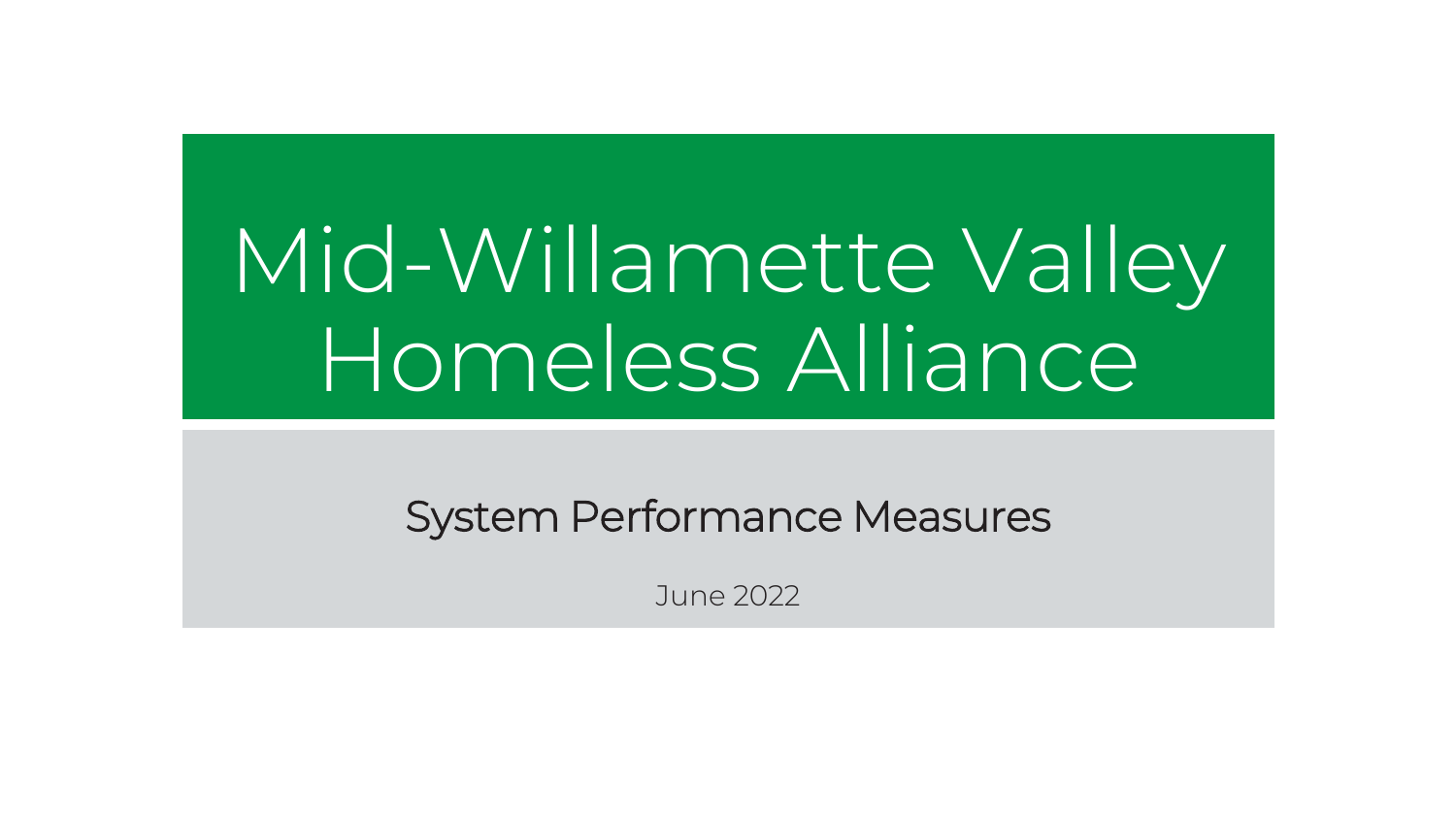# Mid-Willamette Valley Homeless Alliance

## System Performance Measures

June 2022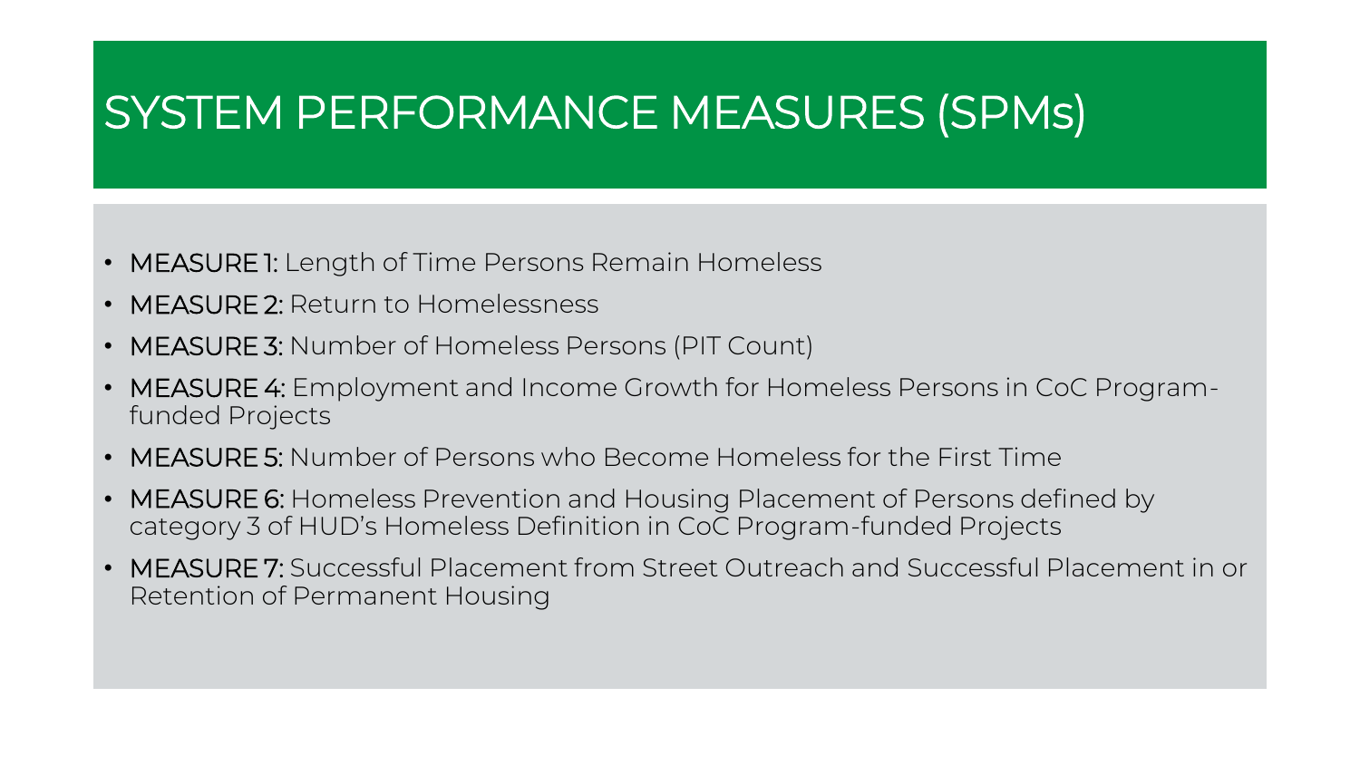# SYSTEM PERFORMANCE MEASURES (SPMs)

- **MEASURE 1:** Length of Time Persons Remain Homeless
- **MEASURE 2:** Return to Homelessness
- **MEASURE 3:** Number of Homeless Persons (PIT Count)
- **MEASURE 4:** Employment and Income Growth for Homeless Persons in CoC Program-funded Projects
- **MEASURE 5:** Number of Persons who Become Homeless for the First Time
- **MEASURE 6:** Homeless Prevention and Housing Placement of Persons defined by category 3 of HUD's Homeless Definition in CoC Program-funded Projects
- **MEASURE 7:** Successful Placement from Street Outreach and Successful Placement in or Retention of Permanent Housing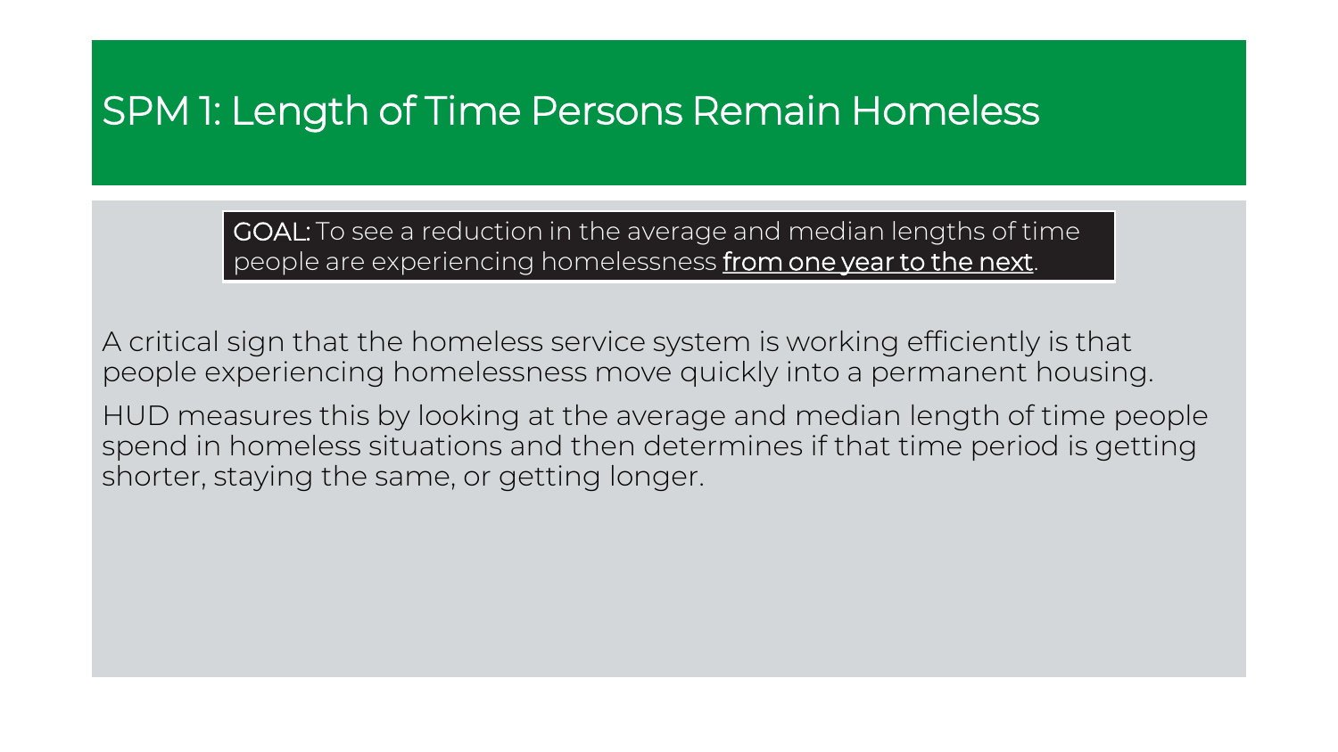# SPM 1: Length of Time Persons Remain Homeless

**GOAL:** To see a reduction in the average and median lengths of time people are experiencing homelessness <u>from one year to the next</u>.

A critical sign that the homeless service system is working efficiently is that people experiencing homelessness move quickly into a permanent housing.

HUD measures this by looking at the average and median length of time people spend in homeless situations and then determines if that time period is getting shorter, staying the same, or getting longer.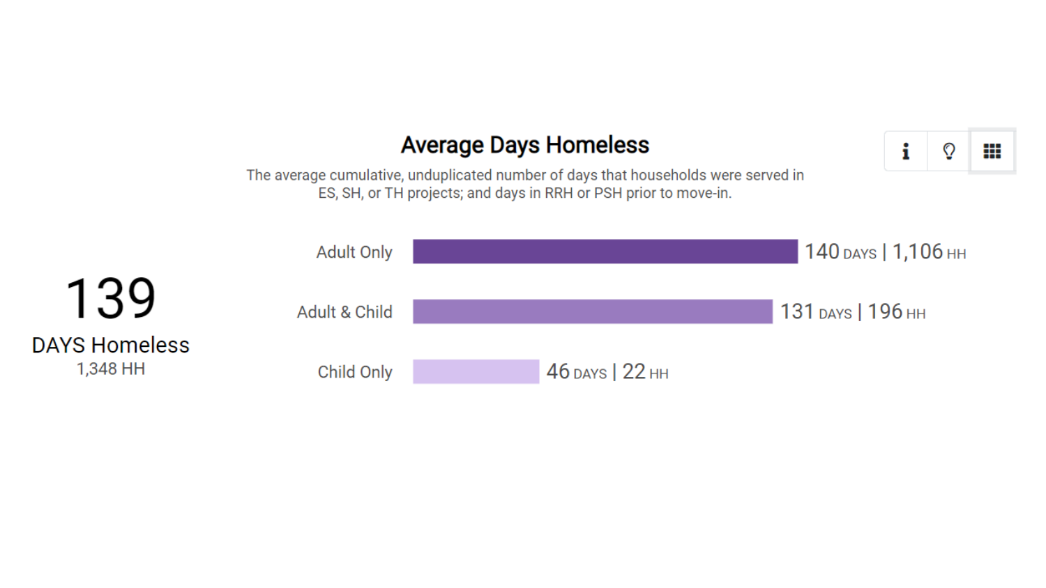## Average Days Homeless

The average cumulative, unduplicated number of days that households were served in ES, SH, or TH projects; and days in RRH or PSH prior to move-in.

**139**
DAYS Homeless
1,348 HH

| Household Type | Days | HH |
| --- | --- | --- |
| Adult Only | 140 DAYS | 1,106 HH |
| Adult & Child | 131 DAYS | 196 HH |
| Child Only | 46 DAYS | 22 HH |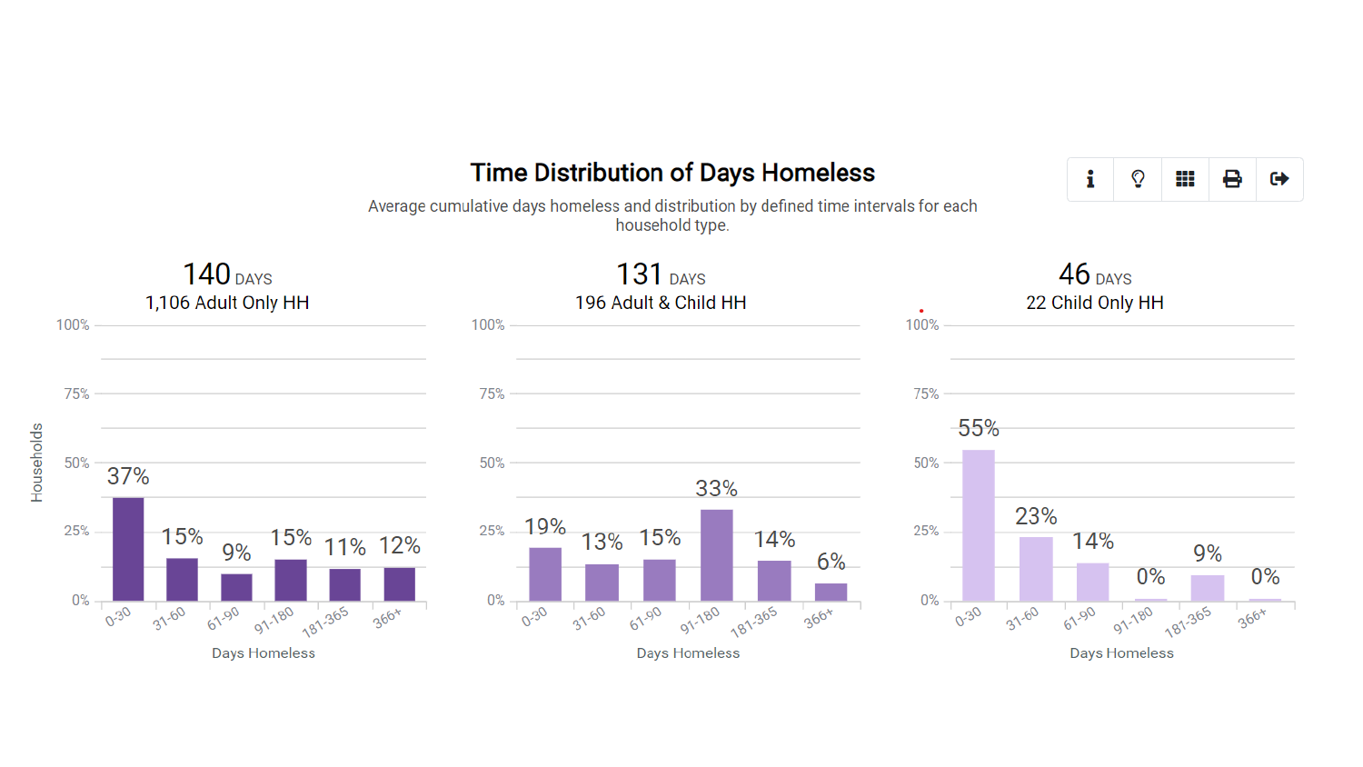# Time Distribution of Days Homeless

Average cumulative days homeless and distribution by defined time intervals for each household type.

| Days Homeless | 140 DAYS — 1,106 Adult Only HH | 131 DAYS — 196 Adult & Child HH | 46 DAYS — 22 Child Only HH |
|---|---|---|---|
| 0-30 | 37% | 19% | 55% |
| 31-60 | 15% | 13% | 23% |
| 61-90 | 9% | 15% | 14% |
| 91-180 | 15% | 33% | 0% |
| 181-365 | 11% | 14% | 9% |
| 366+ | 12% | 6% | 0% |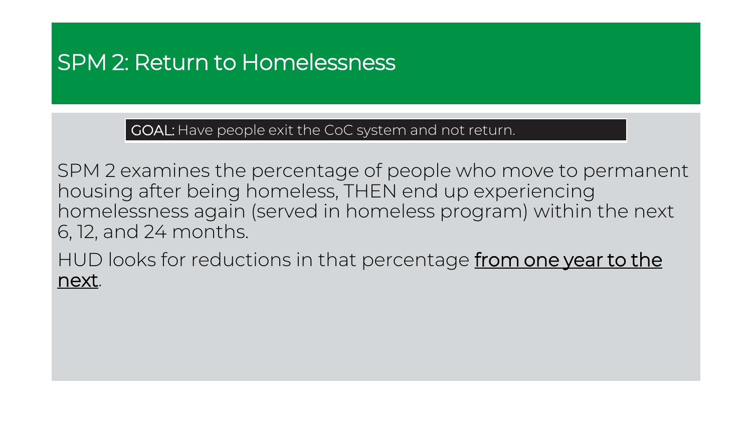# SPM 2: Return to Homelessness

**GOAL:** Have people exit the CoC system and not return.

SPM 2 examines the percentage of people who move to permanent housing after being homeless, THEN end up experiencing homelessness again (served in homeless program) within the next 6, 12, and 24 months.

HUD looks for reductions in that percentage <u>from one year to the next</u>.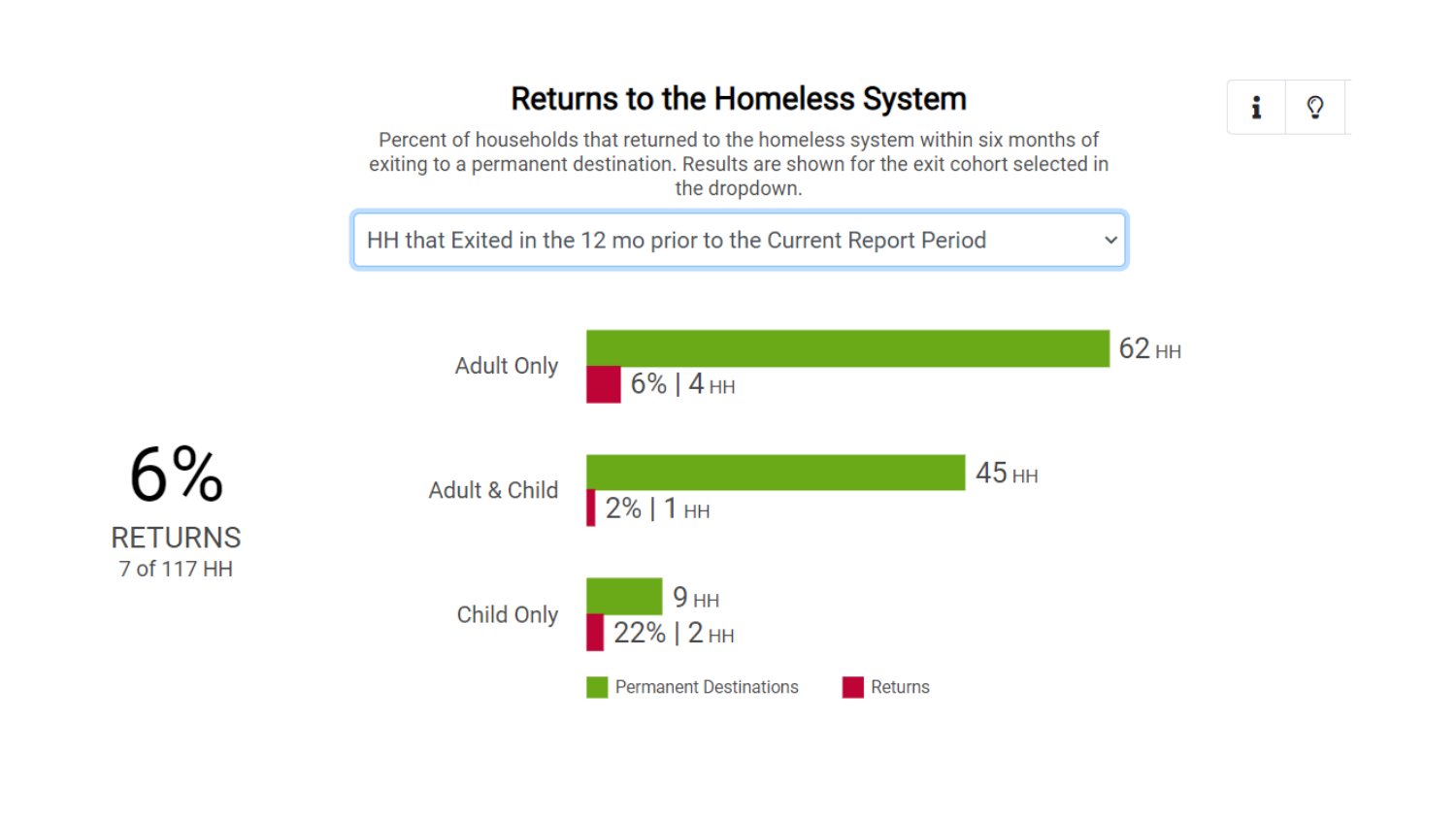# Returns to the Homeless System

Percent of households that returned to the homeless system within six months of exiting to a permanent destination. Results are shown for the exit cohort selected in the dropdown.

HH that Exited in the 12 mo prior to the Current Report Period

**6%**

RETURNS

7 of 117 HH

| Household Type | Permanent Destinations | Returns |
|---|---|---|
| Adult Only | 62 HH | 6% \| 4 HH |
| Adult & Child | 45 HH | 2% \| 1 HH |
| Child Only | 9 HH | 22% \| 2 HH |

Permanent Destinations | Returns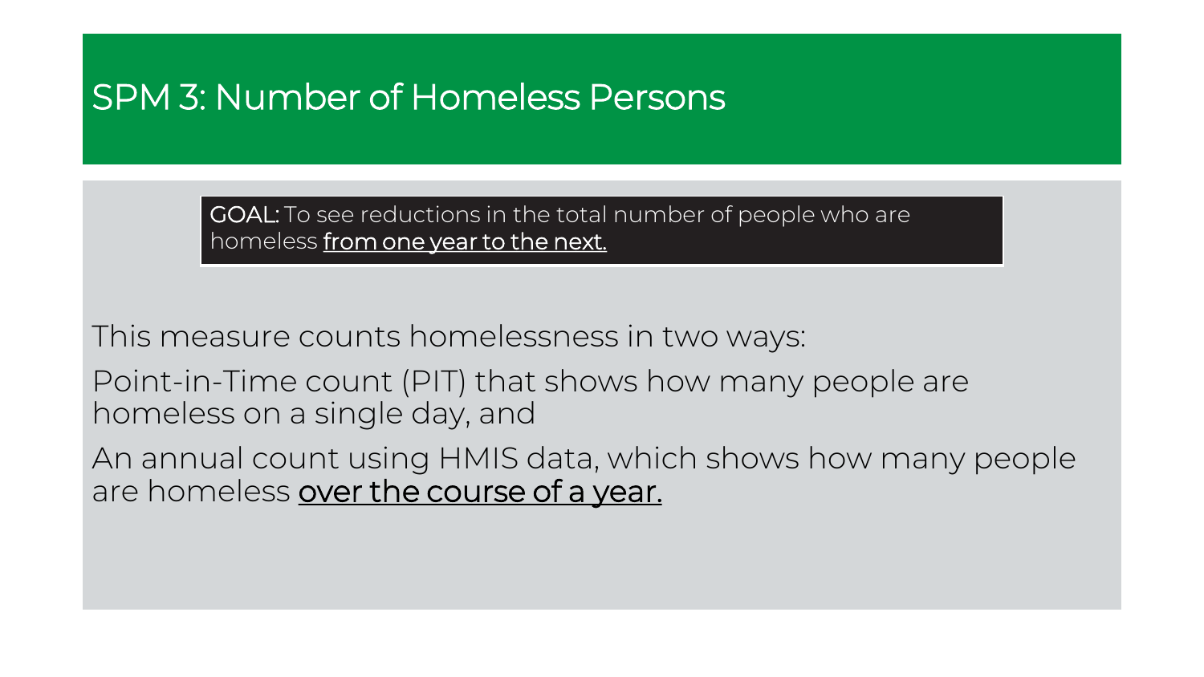# SPM 3: Number of Homeless Persons

**GOAL:** To see reductions in the total number of people who are homeless **from one year to the next.**

This measure counts homelessness in two ways:

Point-in-Time count (PIT) that shows how many people are homeless on a single day, and

An annual count using HMIS data, which shows how many people are homeless **over the course of a year.**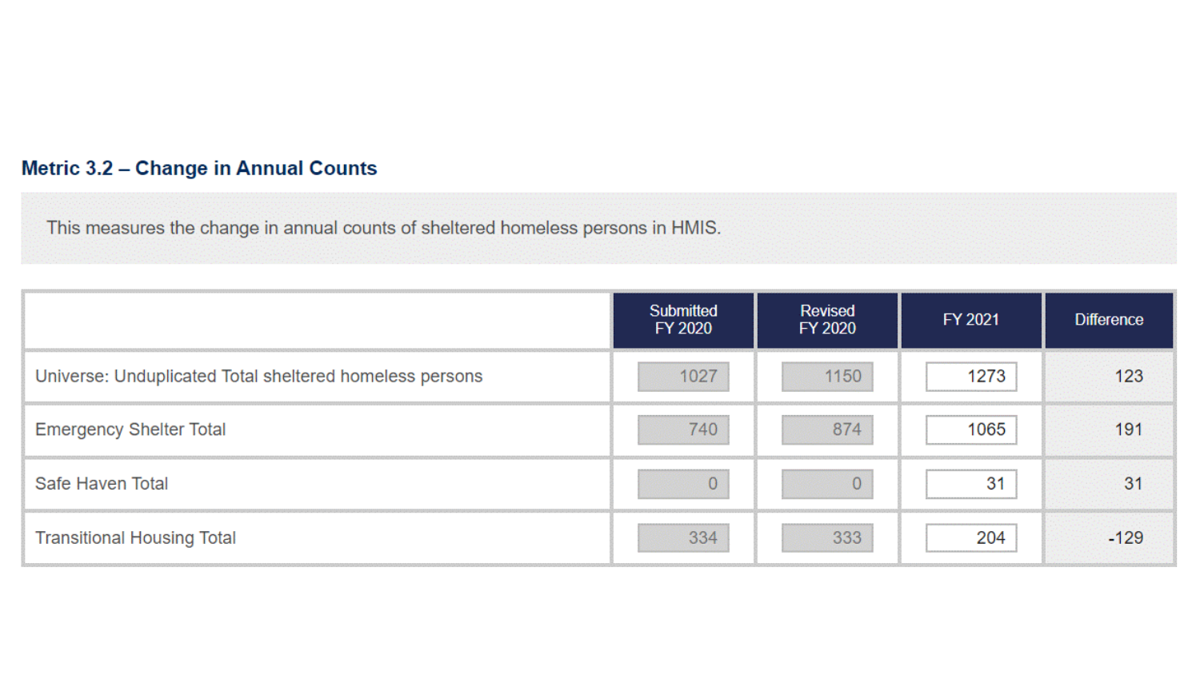### Metric 3.2 – Change in Annual Counts

This measures the change in annual counts of sheltered homeless persons in HMIS.

| | Submitted FY 2020 | Revised FY 2020 | FY 2021 | Difference |
|---|---|---|---|---|
| Universe: Unduplicated Total sheltered homeless persons | 1027 | 1150 | 1273 | 123 |
| Emergency Shelter Total | 740 | 874 | 1065 | 191 |
| Safe Haven Total | 0 | 0 | 31 | 31 |
| Transitional Housing Total | 334 | 333 | 204 | -129 |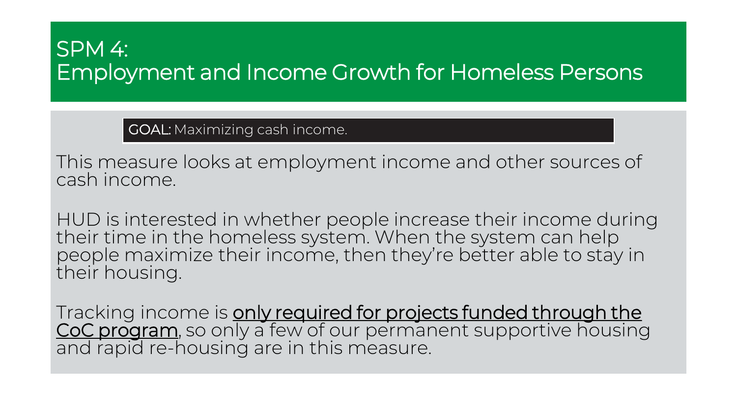# SPM 4: Employment and Income Growth for Homeless Persons

**GOAL:** Maximizing cash income.

This measure looks at employment income and other sources of cash income.

HUD is interested in whether people increase their income during their time in the homeless system. When the system can help people maximize their income, then they're better able to stay in their housing.

Tracking income is only required for projects funded through the CoC program, so only a few of our permanent supportive housing and rapid re-housing are in this measure.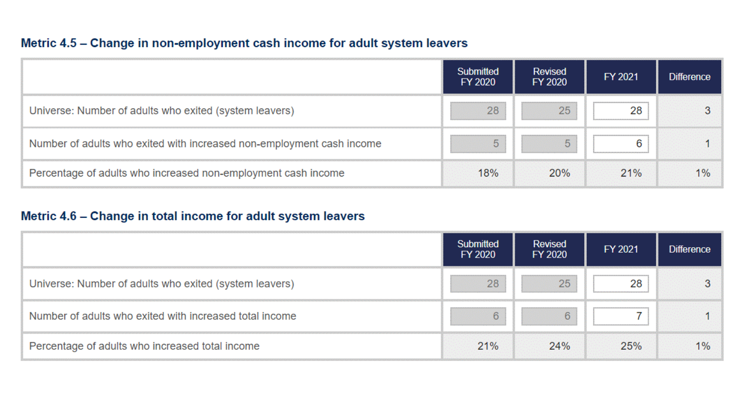### Metric 4.5 – Change in non-employment cash income for adult system leavers

| | Submitted FY 2020 | Revised FY 2020 | FY 2021 | Difference |
|---|---|---|---|---|
| Universe: Number of adults who exited (system leavers) | 28 | 25 | 28 | 3 |
| Number of adults who exited with increased non-employment cash income | 5 | 5 | 6 | 1 |
| Percentage of adults who increased non-employment cash income | 18% | 20% | 21% | 1% |

### Metric 4.6 – Change in total income for adult system leavers

| | Submitted FY 2020 | Revised FY 2020 | FY 2021 | Difference |
|---|---|---|---|---|
| Universe: Number of adults who exited (system leavers) | 28 | 25 | 28 | 3 |
| Number of adults who exited with increased total income | 6 | 6 | 7 | 1 |
| Percentage of adults who increased total income | 21% | 24% | 25% | 1% |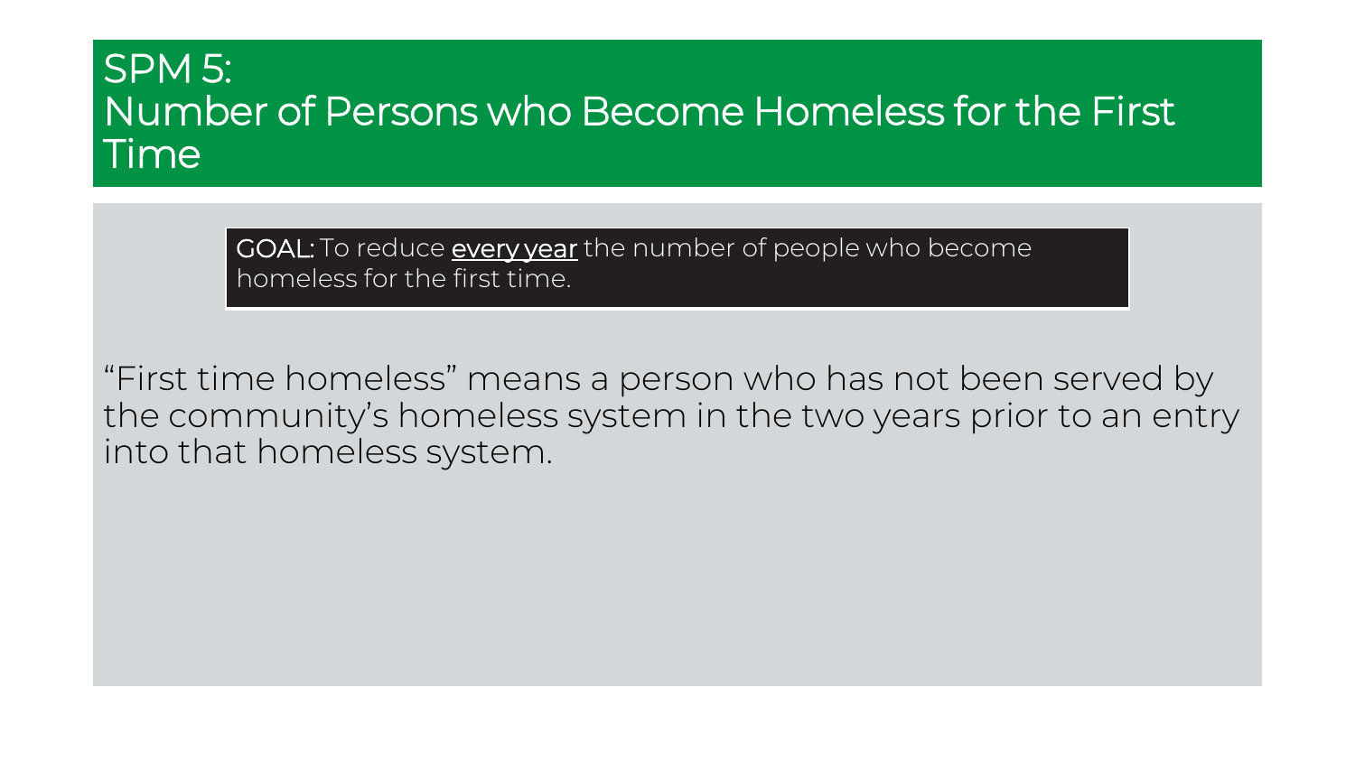# SPM 5: Number of Persons who Become Homeless for the First Time

**GOAL:** To reduce <u>every year</u> the number of people who become homeless for the first time.

"First time homeless" means a person who has not been served by the community's homeless system in the two years prior to an entry into that homeless system.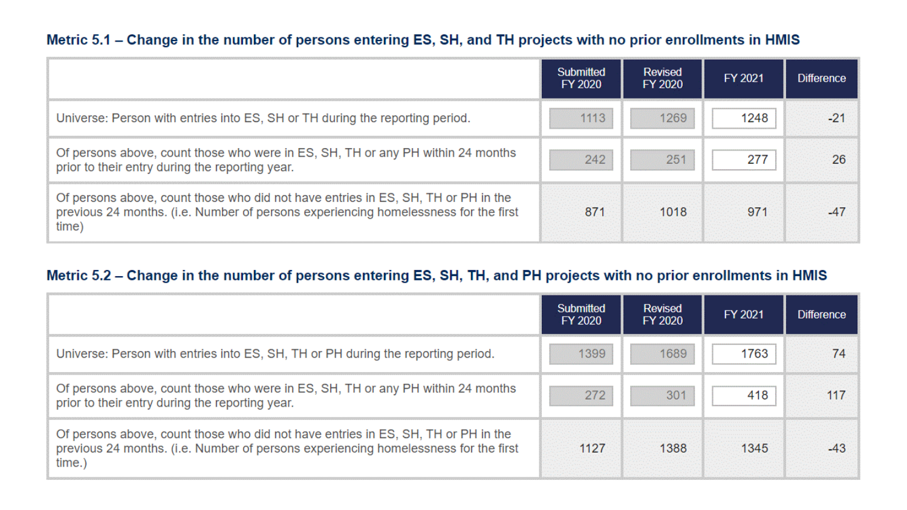### Metric 5.1 – Change in the number of persons entering ES, SH, and TH projects with no prior enrollments in HMIS

| | Submitted FY 2020 | Revised FY 2020 | FY 2021 | Difference |
|---|---|---|---|---|
| Universe: Person with entries into ES, SH or TH during the reporting period. | 1113 | 1269 | 1248 | -21 |
| Of persons above, count those who were in ES, SH, TH or any PH within 24 months prior to their entry during the reporting year. | 242 | 251 | 277 | 26 |
| Of persons above, count those who did not have entries in ES, SH, TH or PH in the previous 24 months. (i.e. Number of persons experiencing homelessness for the first time) | 871 | 1018 | 971 | -47 |

### Metric 5.2 – Change in the number of persons entering ES, SH, TH, and PH projects with no prior enrollments in HMIS

| | Submitted FY 2020 | Revised FY 2020 | FY 2021 | Difference |
|---|---|---|---|---|
| Universe: Person with entries into ES, SH, TH or PH during the reporting period. | 1399 | 1689 | 1763 | 74 |
| Of persons above, count those who were in ES, SH, TH or any PH within 24 months prior to their entry during the reporting year. | 272 | 301 | 418 | 117 |
| Of persons above, count those who did not have entries in ES, SH, TH or PH in the previous 24 months. (i.e. Number of persons experiencing homelessness for the first time.) | 1127 | 1388 | 1345 | -43 |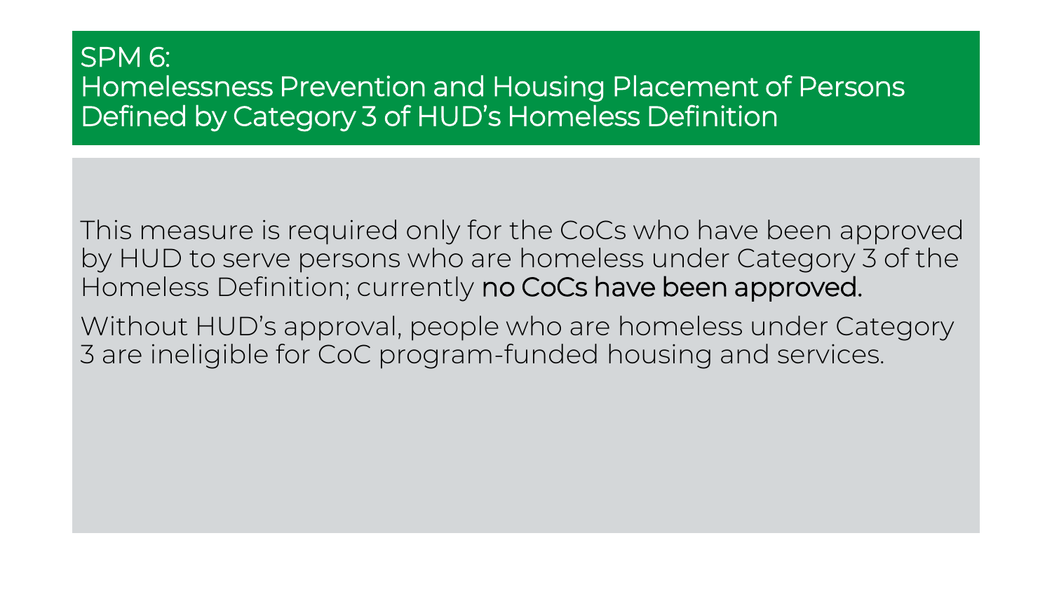# SPM 6:
# Homelessness Prevention and Housing Placement of Persons Defined by Category 3 of HUD's Homeless Definition

This measure is required only for the CoCs who have been approved by HUD to serve persons who are homeless under Category 3 of the Homeless Definition; currently **no CoCs have been approved.**

Without HUD's approval, people who are homeless under Category 3 are ineligible for CoC program-funded housing and services.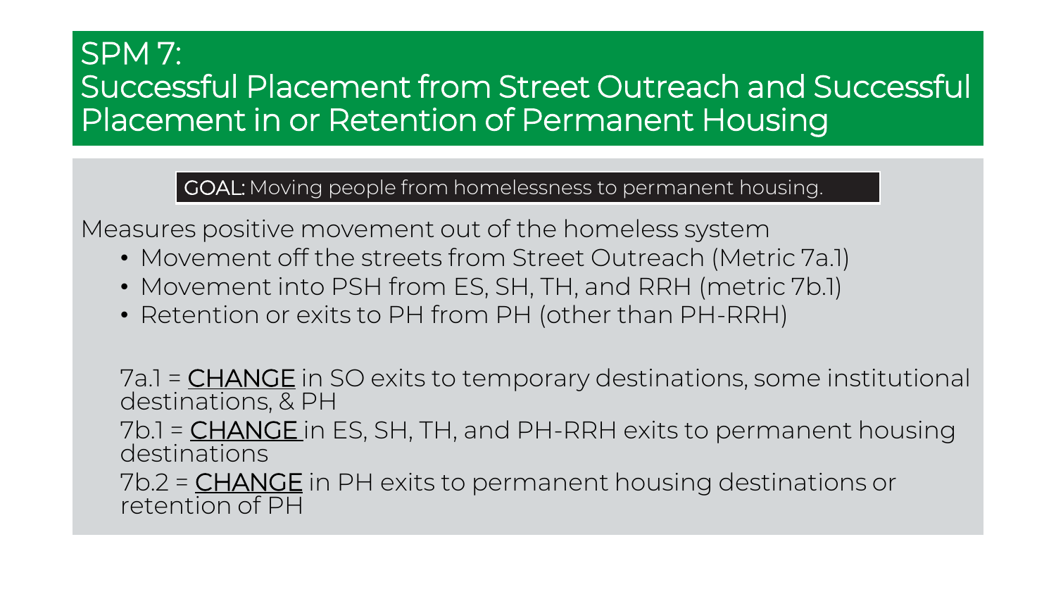# SPM 7:
# Successful Placement from Street Outreach and Successful Placement in or Retention of Permanent Housing

**GOAL:** Moving people from homelessness to permanent housing.

Measures positive movement out of the homeless system

- Movement off the streets from Street Outreach (Metric 7a.1)
- Movement into PSH from ES, SH, TH, and RRH (metric 7b.1)
- Retention or exits to PH from PH (other than PH-RRH)

7a.1 = <u>CHANGE</u> in SO exits to temporary destinations, some institutional destinations, & PH

7b.1 = <u>CHANGE</u> in ES, SH, TH, and PH-RRH exits to permanent housing destinations

7b.2 = <u>CHANGE</u> in PH exits to permanent housing destinations or retention of PH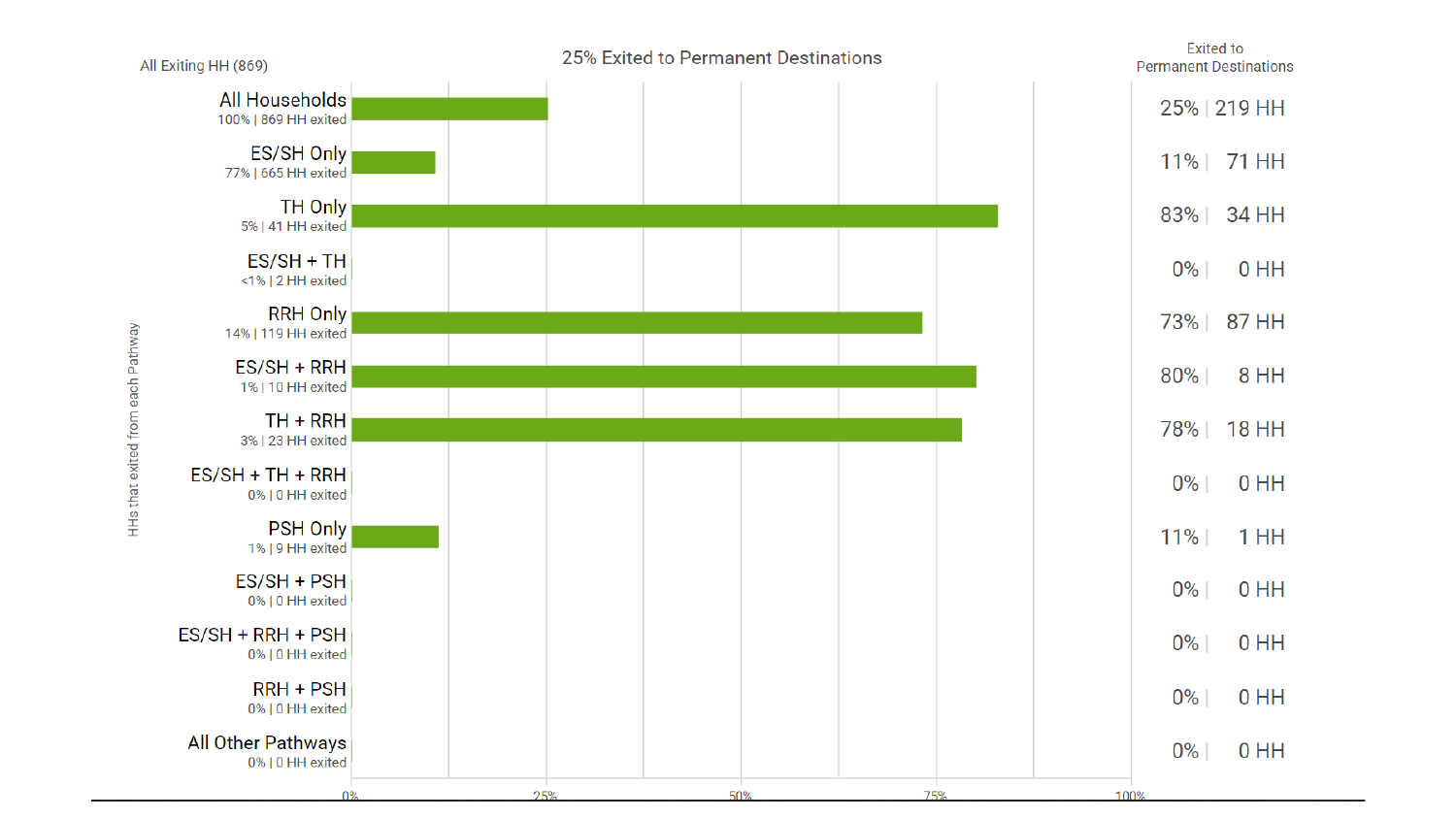## 25% Exited to Permanent Destinations

All Exiting HH (869)

HHs that exited from each Pathway

| Pathway | Share of Exiting HH | Exited to Permanent Destinations |
|---|---|---|
| All Households | 100% \| 869 HH exited | 25% \| 219 HH |
| ES/SH Only | 77% \| 665 HH exited | 11% \| 71 HH |
| TH Only | 5% \| 41 HH exited | 83% \| 34 HH |
| ES/SH + TH | <1% \| 2 HH exited | 0% \| 0 HH |
| RRH Only | 14% \| 119 HH exited | 73% \| 87 HH |
| ES/SH + RRH | 1% \| 10 HH exited | 80% \| 8 HH |
| TH + RRH | 3% \| 23 HH exited | 78% \| 18 HH |
| ES/SH + TH + RRH | 0% \| 0 HH exited | 0% \| 0 HH |
| PSH Only | 1% \| 9 HH exited | 11% \| 1 HH |
| ES/SH + PSH | 0% \| 0 HH exited | 0% \| 0 HH |
| ES/SH + RRH + PSH | 0% \| 0 HH exited | 0% \| 0 HH |
| RRH + PSH | 0% \| 0 HH exited | 0% \| 0 HH |
| All Other Pathways | 0% \| 0 HH exited | 0% \| 0 HH |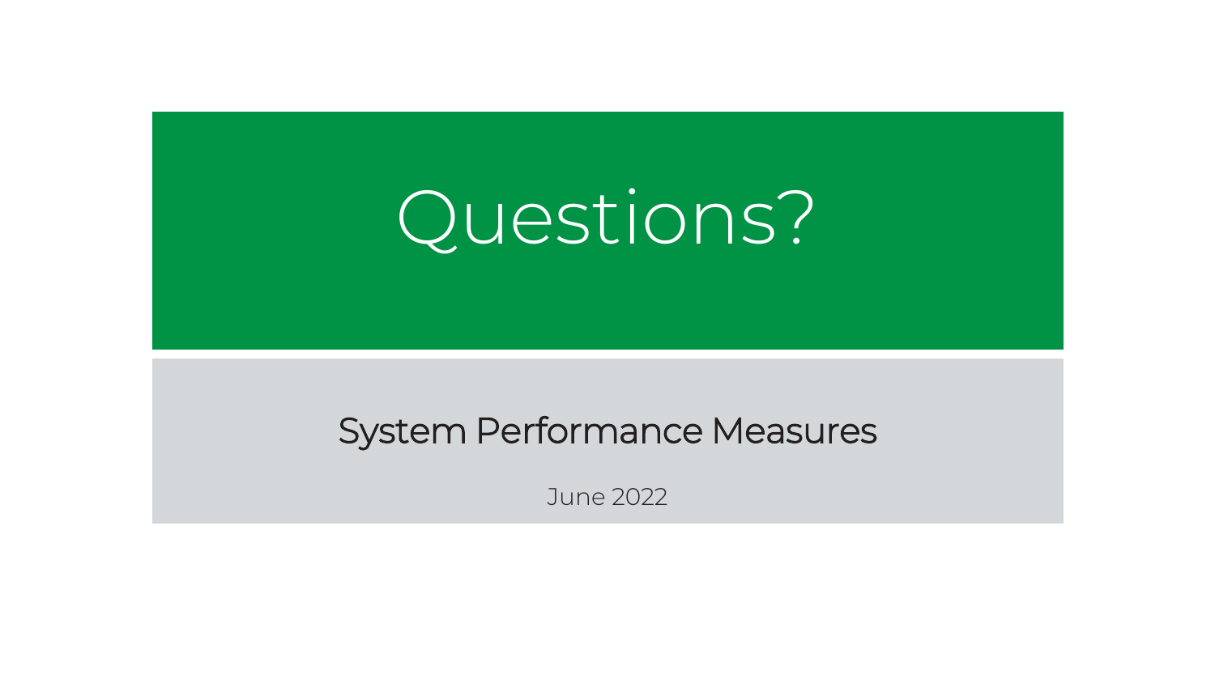# Questions?

## System Performance Measures

June 2022